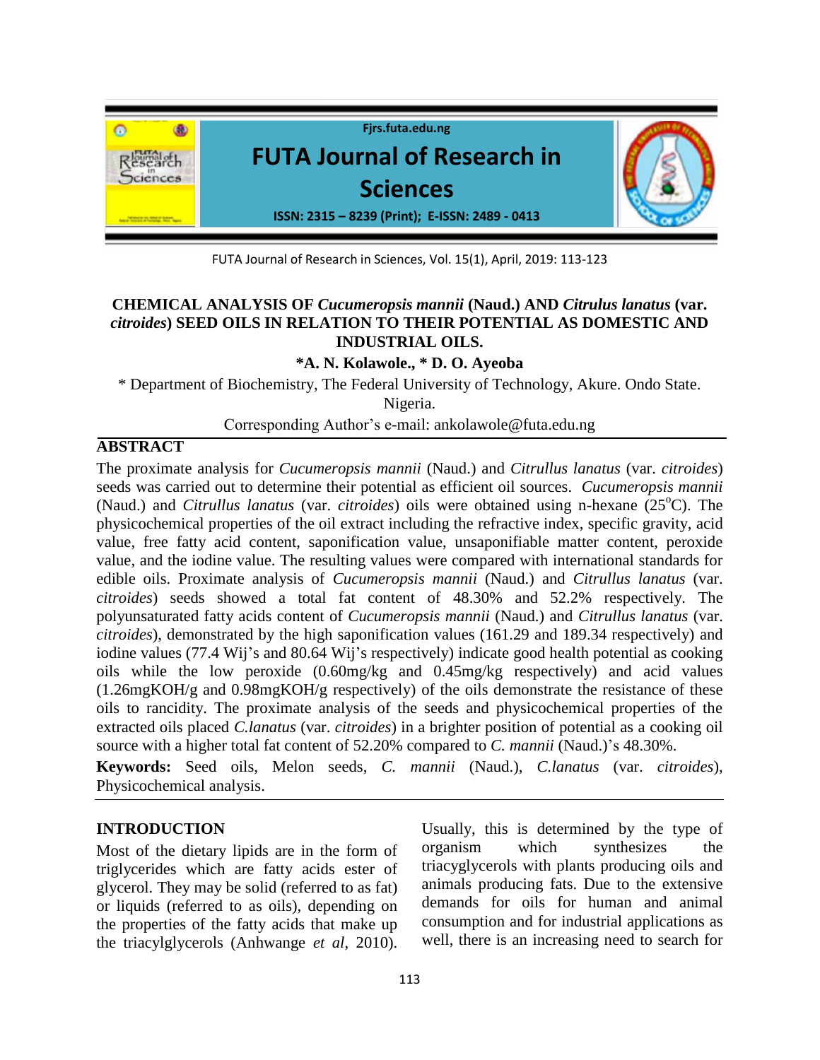# CHEMICAL ANALYSIS OF *Cucumeropsis mannii* (Naud.) AND *Citrulus lanatus* (var. *citroides*) SEED OILS IN RELATION TO THEIR POTENTIAL AS DOMESTIC AND INDUSTRIAL OILS.

**\*A. N. Kolawole., \* D. O. Ayeoba**

\* Department of Biochemistry, The Federal University of Technology, Akure. Ondo State. Nigeria.

Corresponding Author's e-mail: ankolawole@futa.edu.ng

## ABSTRACT

The proximate analysis for *Cucumeropsis mannii* (Naud.) and *Citrullus lanatus* (var. *citroides*) seeds was carried out to determine their potential as efficient oil sources. *Cucumeropsis mannii* (Naud.) and *Citrullus lanatus* (var. *citroides*) oils were obtained using n-hexane (25$^{o}$C). The physicochemical properties of the oil extract including the refractive index, specific gravity, acid value, free fatty acid content, saponification value, unsaponifiable matter content, peroxide value, and the iodine value. The resulting values were compared with international standards for edible oils. Proximate analysis of *Cucumeropsis mannii* (Naud.) and *Citrullus lanatus* (var. *citroides*) seeds showed a total fat content of 48.30% and 52.2% respectively. The polyunsaturated fatty acids content of *Cucumeropsis mannii* (Naud.) and *Citrullus lanatus* (var. *citroides*), demonstrated by the high saponification values (161.29 and 189.34 respectively) and iodine values (77.4 Wij's and 80.64 Wij's respectively) indicate good health potential as cooking oils while the low peroxide (0.60mg/kg and 0.45mg/kg respectively) and acid values (1.26mgKOH/g and 0.98mgKOH/g respectively) of the oils demonstrate the resistance of these oils to rancidity. The proximate analysis of the seeds and physicochemical properties of the extracted oils placed *C.lanatus* (var. *citroides*) in a brighter position of potential as a cooking oil source with a higher total fat content of 52.20% compared to *C. mannii* (Naud.)'s 48.30%.

**Keywords:** Seed oils, Melon seeds, *C. mannii* (Naud.), *C.lanatus* (var. *citroides*), Physicochemical analysis.

## INTRODUCTION

Most of the dietary lipids are in the form of triglycerides which are fatty acids ester of glycerol. They may be solid (referred to as fat) or liquids (referred to as oils), depending on the properties of the fatty acids that make up the triacylglycerols (Anhwange *et al*, 2010). Usually, this is determined by the type of organism which synthesizes the triacyglycerols with plants producing oils and animals producing fats. Due to the extensive demands for oils for human and animal consumption and for industrial applications as well, there is an increasing need to search for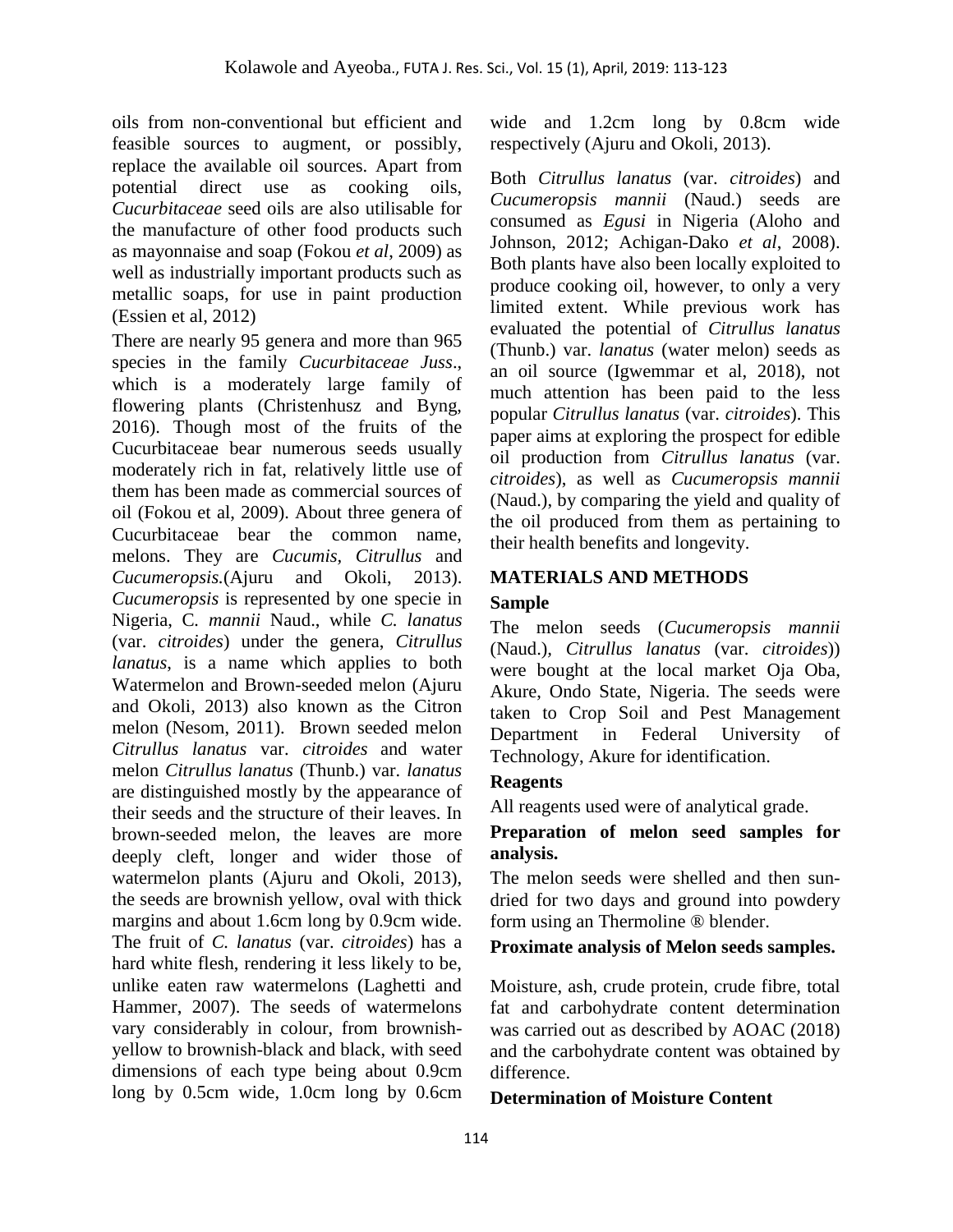oils from non-conventional but efficient and feasible sources to augment, or possibly, replace the available oil sources. Apart from potential direct use as cooking oils, *Cucurbitaceae* seed oils are also utilisable for the manufacture of other food products such as mayonnaise and soap (Fokou *et al*, 2009) as well as industrially important products such as metallic soaps, for use in paint production (Essien et al, 2012)

There are nearly 95 genera and more than 965 species in the family *Cucurbitaceae Juss*., which is a moderately large family of flowering plants (Christenhusz and Byng, 2016). Though most of the fruits of the Cucurbitaceae bear numerous seeds usually moderately rich in fat, relatively little use of them has been made as commercial sources of oil (Fokou et al, 2009). About three genera of Cucurbitaceae bear the common name, melons. They are *Cucumis*, *Citrullus* and *Cucumeropsis*.(Ajuru and Okoli, 2013). *Cucumeropsis* is represented by one specie in Nigeria, C. *mannii* Naud., while *C. lanatus* (var. *citroides*) under the genera, *Citrullus lanatus*, is a name which applies to both Watermelon and Brown-seeded melon (Ajuru and Okoli, 2013) also known as the Citron melon (Nesom, 2011). Brown seeded melon *Citrullus lanatus* var. *citroides* and water melon *Citrullus lanatus* (Thunb.) var. *lanatus* are distinguished mostly by the appearance of their seeds and the structure of their leaves. In brown-seeded melon, the leaves are more deeply cleft, longer and wider those of watermelon plants (Ajuru and Okoli, 2013), the seeds are brownish yellow, oval with thick margins and about 1.6cm long by 0.9cm wide. The fruit of *C. lanatus* (var. *citroides*) has a hard white flesh, rendering it less likely to be, unlike eaten raw watermelons (Laghetti and Hammer, 2007). The seeds of watermelons vary considerably in colour, from brownish-yellow to brownish-black and black, with seed dimensions of each type being about 0.9cm long by 0.5cm wide, 1.0cm long by 0.6cm wide and 1.2cm long by 0.8cm wide respectively (Ajuru and Okoli, 2013).

Both *Citrullus lanatus* (var. *citroides*) and *Cucumeropsis mannii* (Naud.) seeds are consumed as *Egusi* in Nigeria (Aloho and Johnson, 2012; Achigan-Dako *et al*, 2008). Both plants have also been locally exploited to produce cooking oil, however, to only a very limited extent. While previous work has evaluated the potential of *Citrullus lanatus* (Thunb.) var. *lanatus* (water melon) seeds as an oil source (Igwemmar et al, 2018), not much attention has been paid to the less popular *Citrullus lanatus* (var. *citroides*). This paper aims at exploring the prospect for edible oil production from *Citrullus lanatus* (var. *citroides*), as well as *Cucumeropsis mannii* (Naud.), by comparing the yield and quality of the oil produced from them as pertaining to their health benefits and longevity.

## MATERIALS AND METHODS

### Sample

The melon seeds (*Cucumeropsis mannii* (Naud.), *Citrullus lanatus* (var. *citroides*)) were bought at the local market Oja Oba, Akure, Ondo State, Nigeria. The seeds were taken to Crop Soil and Pest Management Department in Federal University of Technology, Akure for identification.

### Reagents

All reagents used were of analytical grade.

### Preparation of melon seed samples for analysis.

The melon seeds were shelled and then sun-dried for two days and ground into powdery form using an Thermoline ® blender.

### Proximate analysis of Melon seeds samples.

Moisture, ash, crude protein, crude fibre, total fat and carbohydrate content determination was carried out as described by AOAC (2018) and the carbohydrate content was obtained by difference.

### Determination of Moisture Content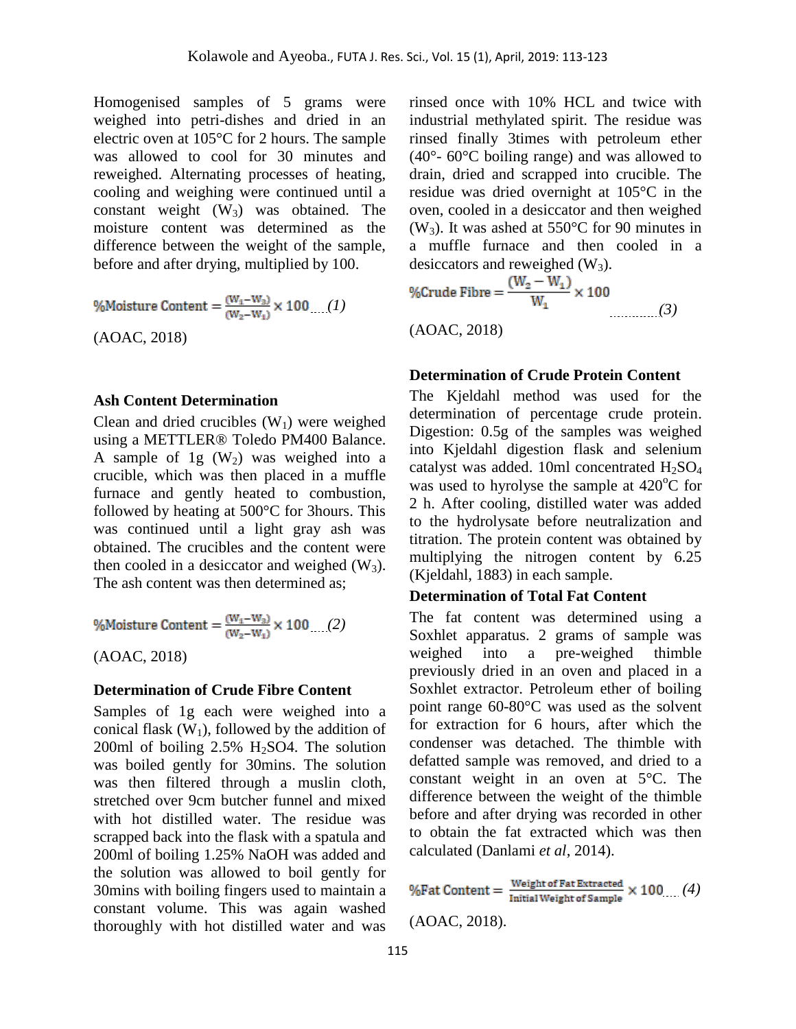Homogenised samples of 5 grams were weighed into petri-dishes and dried in an electric oven at 105°C for 2 hours. The sample was allowed to cool for 30 minutes and reweighed. Alternating processes of heating, cooling and weighing were continued until a constant weight ($W_3$) was obtained. The moisture content was determined as the difference between the weight of the sample, before and after drying, multiplied by 100.

$$\%\text{Moisture Content} = \frac{(W_1 - W_3)}{(W_2 - W_1)} \times 100 \quad (1)$$

(AOAC, 2018)

### Ash Content Determination

Clean and dried crucibles ($W_1$) were weighed using a METTLER® Toledo PM400 Balance. A sample of 1g ($W_2$) was weighed into a crucible, which was then placed in a muffle furnace and gently heated to combustion, followed by heating at 500°C for 3hours. This was continued until a light gray ash was obtained. The crucibles and the content were then cooled in a desiccator and weighed ($W_3$). The ash content was then determined as;

$$\%\text{Moisture Content} = \frac{(W_1 - W_3)}{(W_2 - W_1)} \times 100 \quad (2)$$

(AOAC, 2018)

### Determination of Crude Fibre Content

Samples of 1g each were weighed into a conical flask ($W_1$), followed by the addition of 200ml of boiling 2.5% $H_2SO4$. The solution was boiled gently for 30mins. The solution was then filtered through a muslin cloth, stretched over 9cm butcher funnel and mixed with hot distilled water. The residue was scrapped back into the flask with a spatula and 200ml of boiling 1.25% NaOH was added and the solution was allowed to boil gently for 30mins with boiling fingers used to maintain a constant volume. This was again washed thoroughly with hot distilled water and was rinsed once with 10% HCL and twice with industrial methylated spirit. The residue was rinsed finally 3times with petroleum ether (40°- 60°C boiling range) and was allowed to drain, dried and scrapped into crucible. The residue was dried overnight at 105°C in the oven, cooled in a desiccator and then weighed ($W_3$). It was ashed at 550°C for 90 minutes in a muffle furnace and then cooled in a desiccators and reweighed ($W_3$).

$$\%\text{Crude Fibre} = \frac{(W_2 - W_1)}{W_1} \times 100 \quad (3)$$

(AOAC, 2018)

### Determination of Crude Protein Content

The Kjeldahl method was used for the determination of percentage crude protein. Digestion: 0.5g of the samples was weighed into Kjeldahl digestion flask and selenium catalyst was added. 10ml concentrated $H_2SO_4$ was used to hyrolyse the sample at 420°C for 2 h. After cooling, distilled water was added to the hydrolysate before neutralization and titration. The protein content was obtained by multiplying the nitrogen content by 6.25 (Kjeldahl, 1883) in each sample.

### Determination of Total Fat Content

The fat content was determined using a Soxhlet apparatus. 2 grams of sample was weighed into a pre-weighed thimble previously dried in an oven and placed in a Soxhlet extractor. Petroleum ether of boiling point range 60-80°C was used as the solvent for extraction for 6 hours, after which the condenser was detached. The thimble with defatted sample was removed, and dried to a constant weight in an oven at 5°C. The difference between the weight of the thimble before and after drying was recorded in other to obtain the fat extracted which was then calculated (Danlami *et al*, 2014).

$$\%\text{Fat Content} = \frac{\text{Weight of Fat Extracted}}{\text{Initial Weight of Sample}} \times 100 \quad (4)$$

(AOAC, 2018).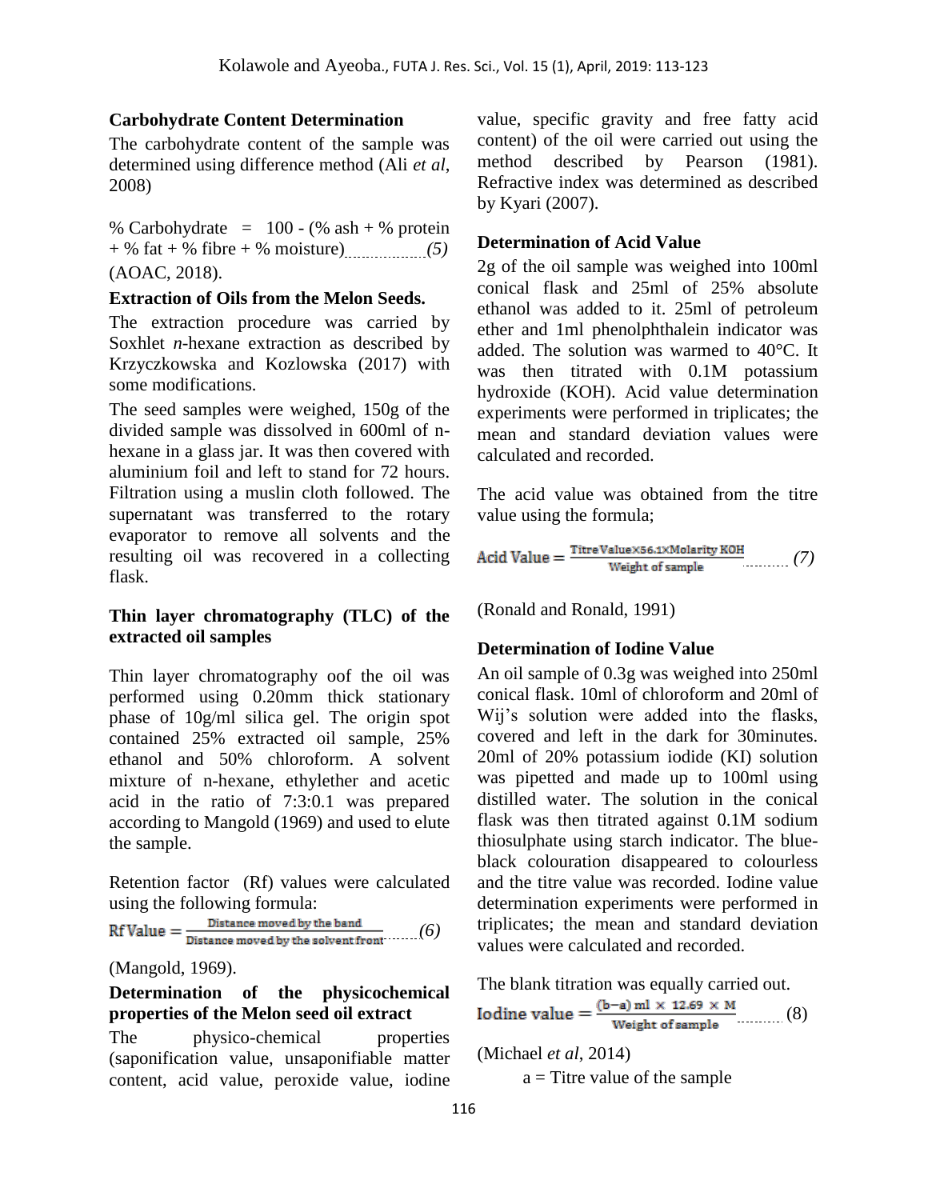### Carbohydrate Content Determination

The carbohydrate content of the sample was determined using difference method (Ali *et al*, 2008)

% Carbohydrate = 100 - (% ash + % protein + % fat + % fibre + % moisture) *(5)*

(AOAC, 2018).

### Extraction of Oils from the Melon Seeds.

The extraction procedure was carried by Soxhlet *n*-hexane extraction as described by Krzyczkowska and Kozlowska (2017) with some modifications.

The seed samples were weighed, 150g of the divided sample was dissolved in 600ml of n-hexane in a glass jar. It was then covered with aluminium foil and left to stand for 72 hours. Filtration using a muslin cloth followed. The supernatant was transferred to the rotary evaporator to remove all solvents and the resulting oil was recovered in a collecting flask.

### Thin layer chromatography (TLC) of the extracted oil samples

Thin layer chromatography oof the oil was performed using 0.20mm thick stationary phase of 10g/ml silica gel. The origin spot contained 25% extracted oil sample, 25% ethanol and 50% chloroform. A solvent mixture of n-hexane, ethylether and acetic acid in the ratio of 7:3:0.1 was prepared according to Mangold (1969) and used to elute the sample.

Retention factor (Rf) values were calculated using the following formula:

$$\text{Rf Value} = \frac{\text{Distance moved by the band}}{\text{Distance moved by the solvent front}} \quad (6)$$

(Mangold, 1969).

### Determination of the physicochemical properties of the Melon seed oil extract

The physico-chemical properties (saponification value, unsaponifiable matter content, acid value, peroxide value, iodine value, specific gravity and free fatty acid content) of the oil were carried out using the method described by Pearson (1981). Refractive index was determined as described by Kyari (2007).

### Determination of Acid Value

2g of the oil sample was weighed into 100ml conical flask and 25ml of 25% absolute ethanol was added to it. 25ml of petroleum ether and 1ml phenolphthalein indicator was added. The solution was warmed to 40°C. It was then titrated with 0.1M potassium hydroxide (KOH). Acid value determination experiments were performed in triplicates; the mean and standard deviation values were calculated and recorded.

The acid value was obtained from the titre value using the formula;

$$\text{Acid Value} = \frac{\text{Titre Value} \times 56.1 \times \text{Molarity KOH}}{\text{Weight of sample}} \quad (7)$$

(Ronald and Ronald, 1991)

### Determination of Iodine Value

An oil sample of 0.3g was weighed into 250ml conical flask. 10ml of chloroform and 20ml of Wij's solution were added into the flasks, covered and left in the dark for 30minutes. 20ml of 20% potassium iodide (KI) solution was pipetted and made up to 100ml using distilled water. The solution in the conical flask was then titrated against 0.1M sodium thiosulphate using starch indicator. The blue-black colouration disappeared to colourless and the titre value was recorded. Iodine value determination experiments were performed in triplicates; the mean and standard deviation values were calculated and recorded.

The blank titration was equally carried out.

$$\text{Iodine value} = \frac{(b-a)\,\text{ml} \times 12.69 \times M}{\text{Weight of sample}} \quad (8)$$

(Michael *et al*, 2014)

a = Titre value of the sample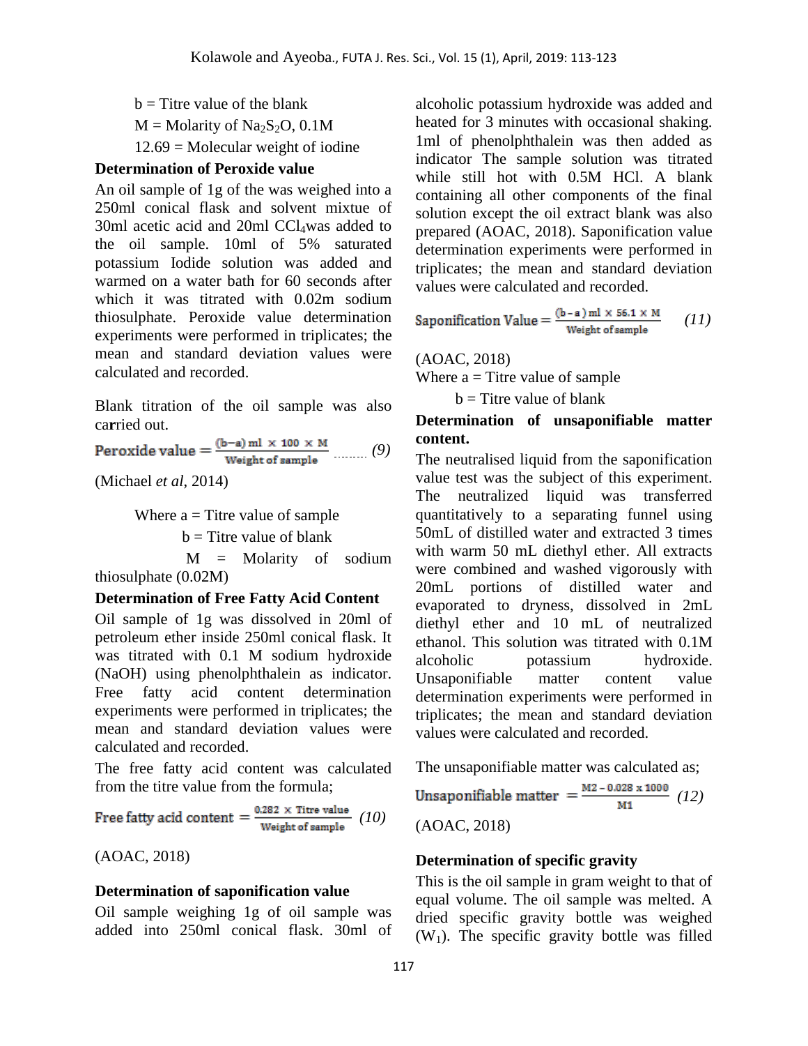b = Titre value of the blank

M = Molarity of $Na_2S_2O$, 0.1M

12.69 = Molecular weight of iodine

**Determination of Peroxide value**

An oil sample of 1g of the was weighed into a 250ml conical flask and solvent mixtue of 30ml acetic acid and 20ml $CCl_4$was added to the oil sample. 10ml of 5% saturated potassium Iodide solution was added and warmed on a water bath for 60 seconds after which it was titrated with 0.02m sodium thiosulphate. Peroxide value determination experiments were performed in triplicates; the mean and standard deviation values were calculated and recorded.

Blank titration of the oil sample was also carried out.

$$\text{Peroxide value} = \frac{(b-a)\,\text{ml} \times 100 \times M}{\text{Weight of sample}} \quad (9)$$

(Michael *et al*, 2014)

Where a = Titre value of sample

b = Titre value of blank

M = Molarity of sodium thiosulphate (0.02M)

**Determination of Free Fatty Acid Content**

Oil sample of 1g was dissolved in 20ml of petroleum ether inside 250ml conical flask. It was titrated with 0.1 M sodium hydroxide (NaOH) using phenolphthalein as indicator. Free fatty acid content determination experiments were performed in triplicates; the mean and standard deviation values were calculated and recorded.

The free fatty acid content was calculated from the titre value from the formula;

$$\text{Free fatty acid content} = \frac{0.282 \times \text{Titre value}}{\text{Weight of sample}} \quad (10)$$

(AOAC, 2018)

**Determination of saponification value**

Oil sample weighing 1g of oil sample was added into 250ml conical flask. 30ml of alcoholic potassium hydroxide was added and heated for 3 minutes with occasional shaking. 1ml of phenolphthalein was then added as indicator The sample solution was titrated while still hot with 0.5M HCl. A blank containing all other components of the final solution except the oil extract blank was also prepared (AOAC, 2018). Saponification value determination experiments were performed in triplicates; the mean and standard deviation values were calculated and recorded.

$$\text{Saponification Value} = \frac{(b-a)\,\text{ml} \times 56.1 \times M}{\text{Weight of sample}} \quad (11)$$

(AOAC, 2018)

Where a = Titre value of sample

b = Titre value of blank

**Determination of unsaponifiable matter content.**

The neutralised liquid from the saponification value test was the subject of this experiment. The neutralized liquid was transferred quantitatively to a separating funnel using 50mL of distilled water and extracted 3 times with warm 50 mL diethyl ether. All extracts were combined and washed vigorously with 20mL portions of distilled water and evaporated to dryness, dissolved in 2mL diethyl ether and 10 mL of neutralized ethanol. This solution was titrated with 0.1M alcoholic potassium hydroxide. Unsaponifiable matter content value determination experiments were performed in triplicates; the mean and standard deviation values were calculated and recorded.

The unsaponifiable matter was calculated as;

$$\text{Unsaponifiable matter} = \frac{M2 - 0.028 \times 1000}{M1} \quad (12)$$

(AOAC, 2018)

**Determination of specific gravity**

This is the oil sample in gram weight to that of equal volume. The oil sample was melted. A dried specific gravity bottle was weighed ($W_1$). The specific gravity bottle was filled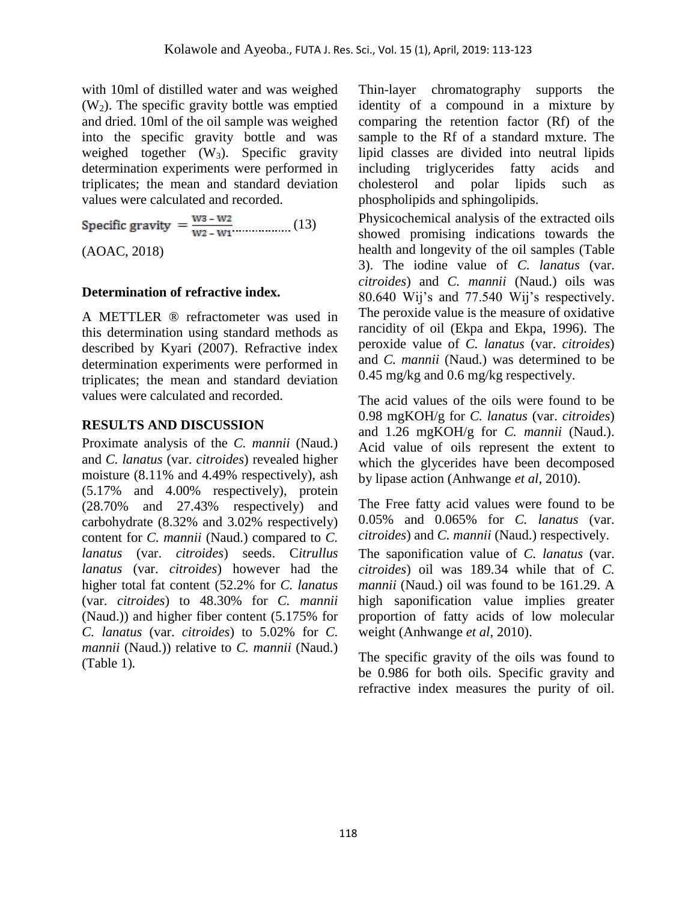with 10ml of distilled water and was weighed ($W_2$). The specific gravity bottle was emptied and dried. 10ml of the oil sample was weighed into the specific gravity bottle and was weighed together ($W_3$). Specific gravity determination experiments were performed in triplicates; the mean and standard deviation values were calculated and recorded.

$$\text{Specific gravity} = \frac{W3 - W2}{W2 - W1} \quad (13)$$

(AOAC, 2018)

### Determination of refractive index.

A METTLER ® refractometer was used in this determination using standard methods as described by Kyari (2007). Refractive index determination experiments were performed in triplicates; the mean and standard deviation values were calculated and recorded.

## RESULTS AND DISCUSSION

Proximate analysis of the *C. mannii* (Naud.) and *C. lanatus* (var. *citroides*) revealed higher moisture (8.11% and 4.49% respectively), ash (5.17% and 4.00% respectively), protein (28.70% and 27.43% respectively) and carbohydrate (8.32% and 3.02% respectively) content for *C. mannii* (Naud.) compared to *C. lanatus* (var. *citroides*) seeds. C*itrullus lanatus* (var. *citroides*) however had the higher total fat content (52.2% for *C. lanatus* (var. *citroides*) to 48.30% for *C. mannii* (Naud.)) and higher fiber content (5.175% for *C. lanatus* (var. *citroides*) to 5.02% for *C. mannii* (Naud.)) relative to *C. mannii* (Naud.) (Table 1).

Thin-layer chromatography supports the identity of a compound in a mixture by comparing the retention factor (Rf) of the sample to the Rf of a standard mxture. The lipid classes are divided into neutral lipids including triglycerides fatty acids and cholesterol and polar lipids such as phospholipids and sphingolipids.

Physicochemical analysis of the extracted oils showed promising indications towards the health and longevity of the oil samples (Table 3). The iodine value of *C. lanatus* (var. *citroides*) and *C. mannii* (Naud.) oils was 80.640 Wij's and 77.540 Wij's respectively. The peroxide value is the measure of oxidative rancidity of oil (Ekpa and Ekpa, 1996). The peroxide value of *C. lanatus* (var. *citroides*) and *C. mannii* (Naud.) was determined to be 0.45 mg/kg and 0.6 mg/kg respectively.

The acid values of the oils were found to be 0.98 mgKOH/g for *C. lanatus* (var. *citroides*) and 1.26 mgKOH/g for *C. mannii* (Naud.). Acid value of oils represent the extent to which the glycerides have been decomposed by lipase action (Anhwange *et al*, 2010).

The Free fatty acid values were found to be 0.05% and 0.065% for *C. lanatus* (var. *citroides*) and *C. mannii* (Naud.) respectively.

The saponification value of *C. lanatus* (var. *citroides*) oil was 189.34 while that of *C. mannii* (Naud.) oil was found to be 161.29. A high saponification value implies greater proportion of fatty acids of low molecular weight (Anhwange *et al*, 2010).

The specific gravity of the oils was found to be 0.986 for both oils. Specific gravity and refractive index measures the purity of oil.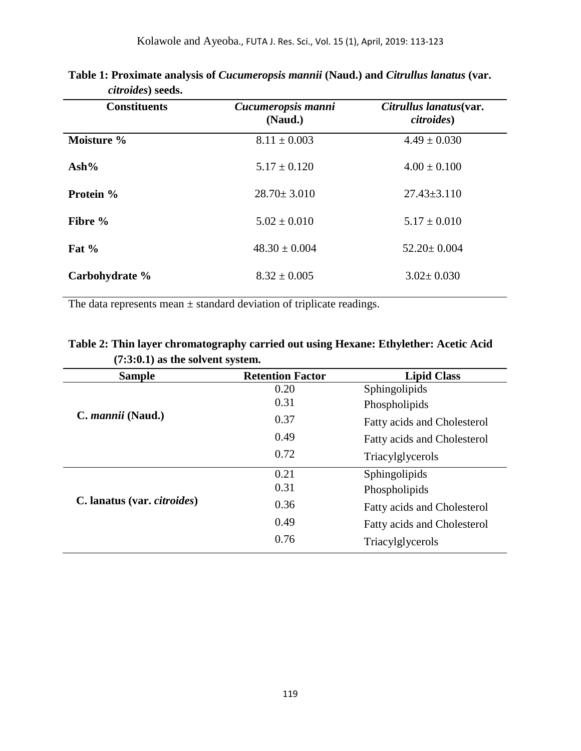**Table 1: Proximate analysis of *Cucumeropsis mannii* (Naud.) and *Citrullus lanatus* (var. *citroides*) seeds.**

| Constituents | *Cucumeropsis manni* (Naud.) | *Citrullus lanatus*(var. *citroides*) |
|---|---|---|
| **Moisture %** | 8.11 ± 0.003 | 4.49 ± 0.030 |
| **Ash%** | 5.17 ± 0.120 | 4.00 ± 0.100 |
| **Protein %** | 28.70± 3.010 | 27.43±3.110 |
| **Fibre %** | 5.02 ± 0.010 | 5.17 ± 0.010 |
| **Fat %** | 48.30 ± 0.004 | 52.20± 0.004 |
| **Carbohydrate %** | 8.32 ± 0.005 | 3.02± 0.030 |

The data represents mean ± standard deviation of triplicate readings.

**Table 2: Thin layer chromatography carried out using Hexane: Ethylether: Acetic Acid (7:3:0.1) as the solvent system.**

| Sample | Retention Factor | Lipid Class |
|---|---|---|
| **C. *mannii* (Naud.)** | 0.20 | Sphingolipids |
| | 0.31 | Phospholipids |
| | 0.37 | Fatty acids and Cholesterol |
| | 0.49 | Fatty acids and Cholesterol |
| | 0.72 | Triacylglycerols |
| **C. lanatus (var. *citroides*)** | 0.21 | Sphingolipids |
| | 0.31 | Phospholipids |
| | 0.36 | Fatty acids and Cholesterol |
| | 0.49 | Fatty acids and Cholesterol |
| | 0.76 | Triacylglycerols |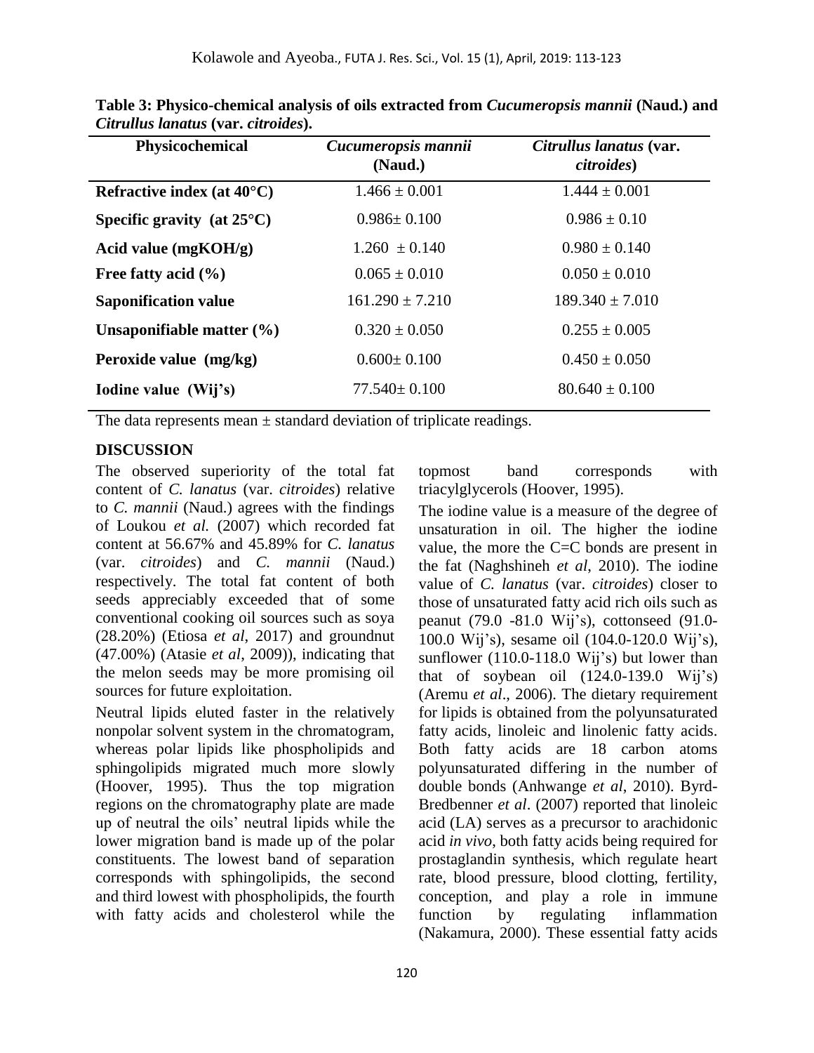**Table 3: Physico-chemical analysis of oils extracted from *Cucumeropsis mannii* (Naud.) and *Citrullus lanatus* (var. *citroides*).**

| Physicochemical | *Cucumeropsis mannii* (Naud.) | *Citrullus lanatus* (var. *citroides*) |
|---|---|---|
| **Refractive index (at 40°C)** | 1.466 ± 0.001 | 1.444 ± 0.001 |
| **Specific gravity (at 25°C)** | 0.986± 0.100 | 0.986 ± 0.10 |
| **Acid value (mgKOH/g)** | 1.260 ± 0.140 | 0.980 ± 0.140 |
| **Free fatty acid (%)** | 0.065 ± 0.010 | 0.050 ± 0.010 |
| **Saponification value** | 161.290 ± 7.210 | 189.340 ± 7.010 |
| **Unsaponifiable matter (%)** | 0.320 ± 0.050 | 0.255 ± 0.005 |
| **Peroxide value (mg/kg)** | 0.600± 0.100 | 0.450 ± 0.050 |
| **Iodine value (Wij's)** | 77.540± 0.100 | 80.640 ± 0.100 |

The data represents mean ± standard deviation of triplicate readings.

## DISCUSSION

The observed superiority of the total fat content of *C. lanatus* (var. *citroides*) relative to *C. mannii* (Naud.) agrees with the findings of Loukou *et al.* (2007) which recorded fat content at 56.67% and 45.89% for *C. lanatus* (var. *citroides*) and *C. mannii* (Naud.) respectively. The total fat content of both seeds appreciably exceeded that of some conventional cooking oil sources such as soya (28.20%) (Etiosa *et al*, 2017) and groundnut (47.00%) (Atasie *et al*, 2009)), indicating that the melon seeds may be more promising oil sources for future exploitation.

Neutral lipids eluted faster in the relatively nonpolar solvent system in the chromatogram, whereas polar lipids like phospholipids and sphingolipids migrated much more slowly (Hoover, 1995). Thus the top migration regions on the chromatography plate are made up of neutral the oils' neutral lipids while the lower migration band is made up of the polar constituents. The lowest band of separation corresponds with sphingolipids, the second and third lowest with phospholipids, the fourth with fatty acids and cholesterol while the topmost band corresponds with triacylglycerols (Hoover, 1995).

The iodine value is a measure of the degree of unsaturation in oil. The higher the iodine value, the more the C=C bonds are present in the fat (Naghshineh *et al*, 2010). The iodine value of *C. lanatus* (var. *citroides*) closer to those of unsaturated fatty acid rich oils such as peanut (79.0 -81.0 Wij's), cottonseed (91.0-100.0 Wij's), sesame oil (104.0-120.0 Wij's), sunflower (110.0-118.0 Wij's) but lower than that of soybean oil (124.0-139.0 Wij's) (Aremu *et al*., 2006). The dietary requirement for lipids is obtained from the polyunsaturated fatty acids, linoleic and linolenic fatty acids. Both fatty acids are 18 carbon atoms polyunsaturated differing in the number of double bonds (Anhwange *et al*, 2010). Byrd-Bredbenner *et al*. (2007) reported that linoleic acid (LA) serves as a precursor to arachidonic acid *in vivo*, both fatty acids being required for prostaglandin synthesis, which regulate heart rate, blood pressure, blood clotting, fertility, conception, and play a role in immune function by regulating inflammation (Nakamura, 2000). These essential fatty acids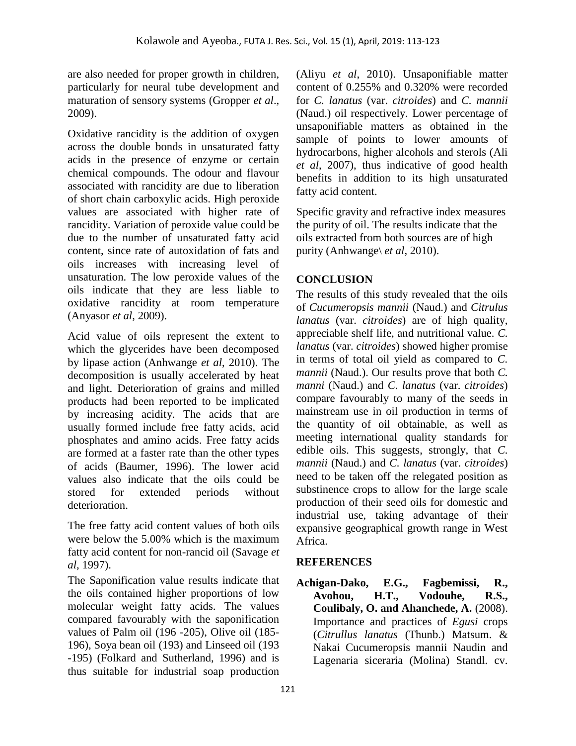are also needed for proper growth in children, particularly for neural tube development and maturation of sensory systems (Gropper *et al*., 2009).

Oxidative rancidity is the addition of oxygen across the double bonds in unsaturated fatty acids in the presence of enzyme or certain chemical compounds. The odour and flavour associated with rancidity are due to liberation of short chain carboxylic acids. High peroxide values are associated with higher rate of rancidity. Variation of peroxide value could be due to the number of unsaturated fatty acid content, since rate of autoxidation of fats and oils increases with increasing level of unsaturation. The low peroxide values of the oils indicate that they are less liable to oxidative rancidity at room temperature (Anyasor *et al*, 2009).

Acid value of oils represent the extent to which the glycerides have been decomposed by lipase action (Anhwange *et al*, 2010). The decomposition is usually accelerated by heat and light. Deterioration of grains and milled products had been reported to be implicated by increasing acidity. The acids that are usually formed include free fatty acids, acid phosphates and amino acids. Free fatty acids are formed at a faster rate than the other types of acids (Baumer, 1996). The lower acid values also indicate that the oils could be stored for extended periods without deterioration.

The free fatty acid content values of both oils were below the 5.00% which is the maximum fatty acid content for non-rancid oil (Savage *et al*, 1997).

The Saponification value results indicate that the oils contained higher proportions of low molecular weight fatty acids. The values compared favourably with the saponification values of Palm oil (196 -205), Olive oil (185-196), Soya bean oil (193) and Linseed oil (193 -195) (Folkard and Sutherland, 1996) and is thus suitable for industrial soap production (Aliyu *et al*, 2010). Unsaponifiable matter content of 0.255% and 0.320% were recorded for *C. lanatus* (var. *citroides*) and *C. mannii* (Naud.) oil respectively. Lower percentage of unsaponifiable matters as obtained in the sample of points to lower amounts of hydrocarbons, higher alcohols and sterols (Ali *et al*, 2007), thus indicative of good health benefits in addition to its high unsaturated fatty acid content.

Specific gravity and refractive index measures the purity of oil. The results indicate that the oils extracted from both sources are of high purity (Anhwange\ *et al*, 2010).

## CONCLUSION

The results of this study revealed that the oils of *Cucumeropsis mannii* (Naud.) and *Citrulus lanatus* (var. *citroides*) are of high quality, appreciable shelf life, and nutritional value. *C. lanatus* (var. *citroides*) showed higher promise in terms of total oil yield as compared to *C. mannii* (Naud.). Our results prove that both *C. manni* (Naud.) and *C. lanatus* (var. *citroides*) compare favourably to many of the seeds in mainstream use in oil production in terms of the quantity of oil obtainable, as well as meeting international quality standards for edible oils. This suggests, strongly, that *C. mannii* (Naud.) and *C. lanatus* (var. *citroides*) need to be taken off the relegated position as substinence crops to allow for the large scale production of their seed oils for domestic and industrial use, taking advantage of their expansive geographical growth range in West Africa.

## REFERENCES

**Achigan-Dako, E.G., Fagbemissi, R., Avohou, H.T., Vodouhe, R.S., Coulibaly, O. and Ahanchede, A.** (2008). Importance and practices of *Egusi* crops (*Citrullus lanatus* (Thunb.) Matsum. & Nakai Cucumeropsis mannii Naudin and Lagenaria siceraria (Molina) Standl. cv.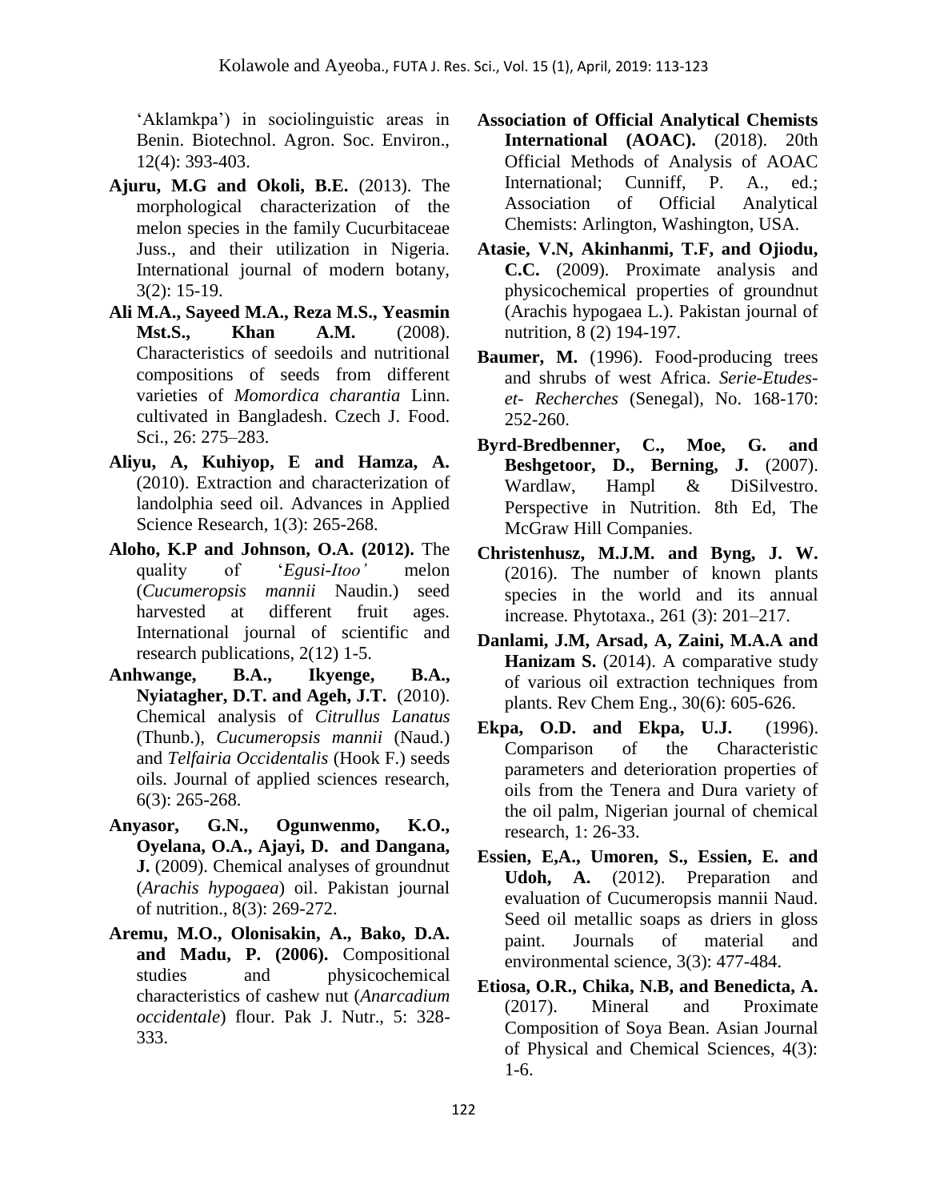'Aklamkpa') in sociolinguistic areas in Benin. Biotechnol. Agron. Soc. Environ., 12(4): 393-403.

**Ajuru, M.G and Okoli, B.E.** (2013). The morphological characterization of the melon species in the family Cucurbitaceae Juss., and their utilization in Nigeria. International journal of modern botany, 3(2): 15-19.

**Ali M.A., Sayeed M.A., Reza M.S., Yeasmin Mst.S., Khan A.M.** (2008). Characteristics of seedoils and nutritional compositions of seeds from different varieties of *Momordica charantia* Linn. cultivated in Bangladesh. Czech J. Food. Sci., 26: 275–283.

**Aliyu, A, Kuhiyop, E and Hamza, A.** (2010). Extraction and characterization of landolphia seed oil. Advances in Applied Science Research, 1(3): 265-268.

**Aloho, K.P and Johnson, O.A. (2012).** The quality of '*Egusi-Itoo'* melon (*Cucumeropsis mannii* Naudin.) seed harvested at different fruit ages. International journal of scientific and research publications, 2(12) 1-5.

**Anhwange, B.A., Ikyenge, B.A., Nyiatagher, D.T. and Ageh, J.T.** (2010). Chemical analysis of *Citrullus Lanatus* (Thunb.), *Cucumeropsis mannii* (Naud.) and *Telfairia Occidentalis* (Hook F.) seeds oils. Journal of applied sciences research, 6(3): 265-268.

**Anyasor, G.N., Ogunwenmo, K.O., Oyelana, O.A., Ajayi, D. and Dangana, J.** (2009). Chemical analyses of groundnut (*Arachis hypogaea*) oil. Pakistan journal of nutrition., 8(3): 269-272.

**Aremu, M.O., Olonisakin, A., Bako, D.A. and Madu, P. (2006).** Compositional studies and physicochemical characteristics of cashew nut (*Anarcadium occidentale*) flour. Pak J. Nutr., 5: 328-333.

**Association of Official Analytical Chemists International (AOAC).** (2018). 20th Official Methods of Analysis of AOAC International; Cunniff, P. A., ed.; Association of Official Analytical Chemists: Arlington, Washington, USA.

**Atasie, V.N, Akinhanmi, T.F, and Ojiodu, C.C.** (2009). Proximate analysis and physicochemical properties of groundnut (Arachis hypogaea L.). Pakistan journal of nutrition, 8 (2) 194-197.

**Baumer, M.** (1996). Food-producing trees and shrubs of west Africa. *Serie-Etudes-et- Recherches* (Senegal), No. 168-170: 252-260.

**Byrd-Bredbenner, C., Moe, G. and Beshgetoor, D., Berning, J.** (2007). Wardlaw, Hampl & DiSilvestro. Perspective in Nutrition. 8th Ed, The McGraw Hill Companies.

**Christenhusz, M.J.M. and Byng, J. W.** (2016). The number of known plants species in the world and its annual increase. Phytotaxa., 261 (3): 201–217.

**Danlami, J.M, Arsad, A, Zaini, M.A.A and Hanizam S.** (2014). A comparative study of various oil extraction techniques from plants. Rev Chem Eng., 30(6): 605-626.

**Ekpa, O.D. and Ekpa, U.J.** (1996). Comparison of the Characteristic parameters and deterioration properties of oils from the Tenera and Dura variety of the oil palm, Nigerian journal of chemical research, 1: 26-33.

**Essien, E,A., Umoren, S., Essien, E. and Udoh, A.** (2012). Preparation and evaluation of Cucumeropsis mannii Naud. Seed oil metallic soaps as driers in gloss paint. Journals of material and environmental science, 3(3): 477-484.

**Etiosa, O.R., Chika, N.B, and Benedicta, A.** (2017). Mineral and Proximate Composition of Soya Bean. Asian Journal of Physical and Chemical Sciences, 4(3): 1-6.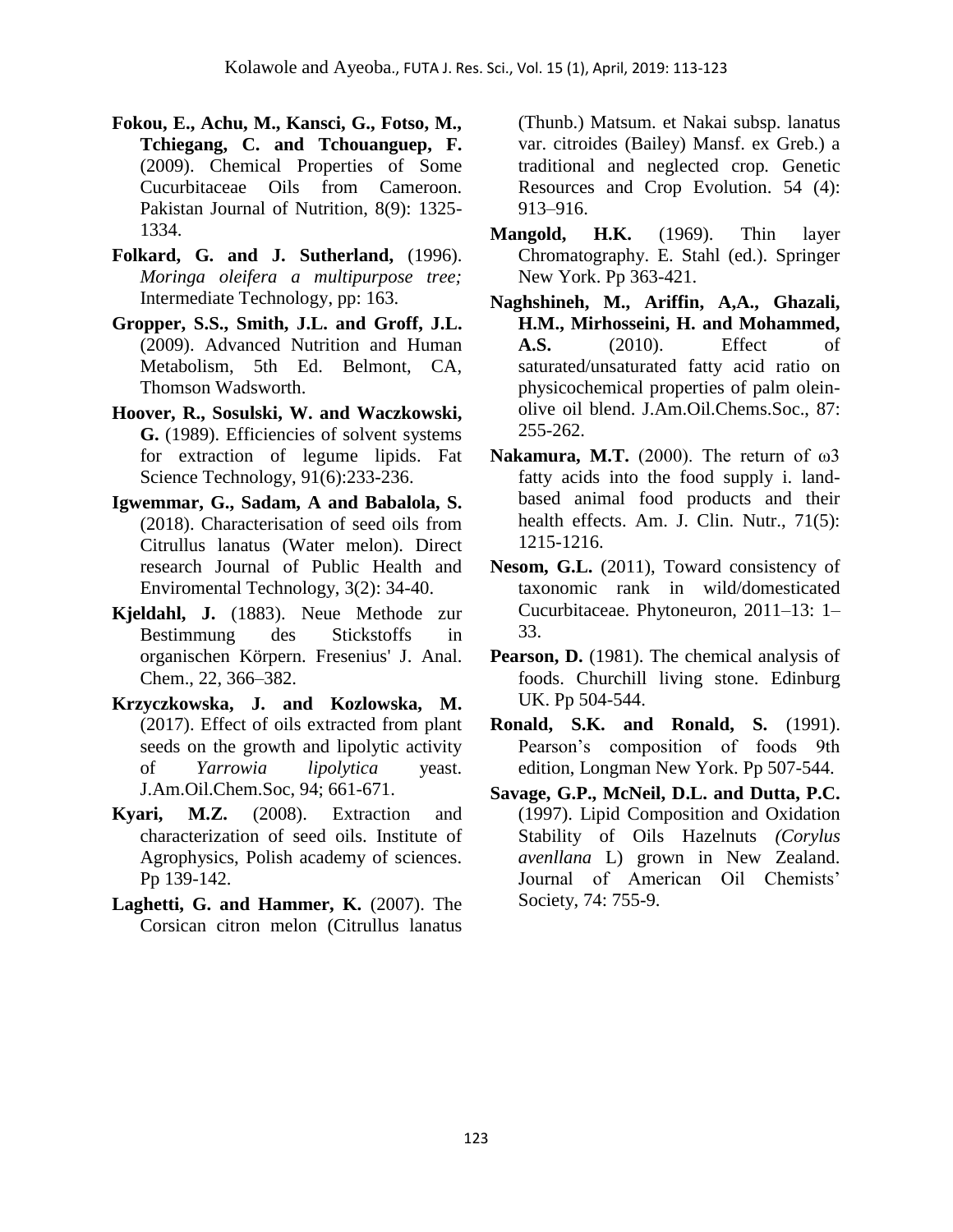**Fokou, E., Achu, M., Kansci, G., Fotso, M., Tchiegang, C. and Tchouanguep, F.** (2009). Chemical Properties of Some Cucurbitaceae Oils from Cameroon. Pakistan Journal of Nutrition, 8(9): 1325-1334.

**Folkard, G. and J. Sutherland,** (1996). *Moringa oleifera a multipurpose tree;* Intermediate Technology, pp: 163.

**Gropper, S.S., Smith, J.L. and Groff, J.L.** (2009). Advanced Nutrition and Human Metabolism, 5th Ed. Belmont, CA, Thomson Wadsworth.

**Hoover, R., Sosulski, W. and Waczkowski, G.** (1989). Efficiencies of solvent systems for extraction of legume lipids. Fat Science Technology, 91(6):233-236.

**Igwemmar, G., Sadam, A and Babalola, S.** (2018). Characterisation of seed oils from Citrullus lanatus (Water melon). Direct research Journal of Public Health and Enviromental Technology, 3(2): 34-40.

**Kjeldahl, J.** (1883). Neue Methode zur Bestimmung des Stickstoffs in organischen Körpern. Fresenius' J. Anal. Chem., 22, 366–382.

**Krzyczkowska, J. and Kozlowska, M.** (2017). Effect of oils extracted from plant seeds on the growth and lipolytic activity of *Yarrowia lipolytica* yeast. J.Am.Oil.Chem.Soc, 94; 661-671.

**Kyari, M.Z.** (2008). Extraction and characterization of seed oils. Institute of Agrophysics, Polish academy of sciences. Pp 139-142.

**Laghetti, G. and Hammer, K.** (2007). The Corsican citron melon (Citrullus lanatus (Thunb.) Matsum. et Nakai subsp. lanatus var. citroides (Bailey) Mansf. ex Greb.) a traditional and neglected crop. Genetic Resources and Crop Evolution. 54 (4): 913–916.

**Mangold, H.K.** (1969). Thin layer Chromatography. E. Stahl (ed.). Springer New York. Pp 363-421.

**Naghshineh, M., Ariffin, A,A., Ghazali, H.M., Mirhosseini, H. and Mohammed, A.S.** (2010). Effect of saturated/unsaturated fatty acid ratio on physicochemical properties of palm olein-olive oil blend. J.Am.Oil.Chems.Soc., 87: 255-262.

**Nakamura, M.T.** (2000). The return of ω3 fatty acids into the food supply i. land-based animal food products and their health effects. Am. J. Clin. Nutr., 71(5): 1215-1216.

**Nesom, G.L.** (2011), Toward consistency of taxonomic rank in wild/domesticated Cucurbitaceae. Phytoneuron, 2011–13: 1–33.

**Pearson, D.** (1981). The chemical analysis of foods. Churchill living stone. Edinburg UK. Pp 504-544.

**Ronald, S.K. and Ronald, S.** (1991). Pearson's composition of foods 9th edition, Longman New York. Pp 507-544.

**Savage, G.P., McNeil, D.L. and Dutta, P.C.** (1997). Lipid Composition and Oxidation Stability of Oils Hazelnuts *(Corylus avenllana* L) grown in New Zealand. Journal of American Oil Chemists' Society, 74: 755-9.